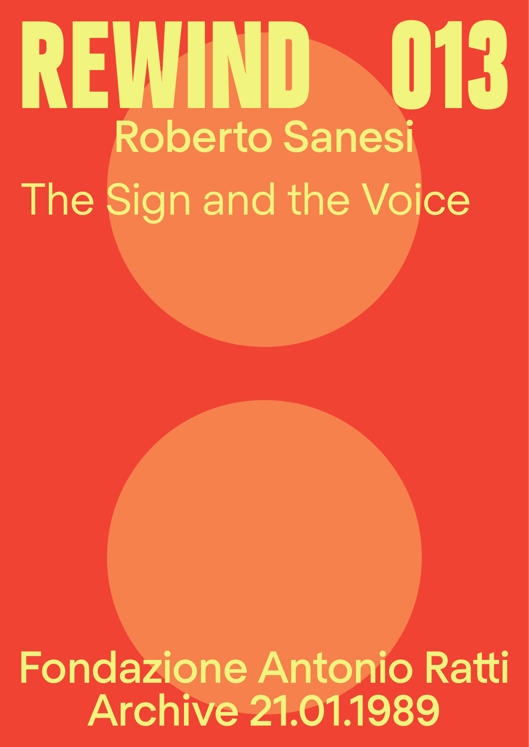# REWIND 013

## Roberto Sanesi

## The Sign and the Voice

Fondazione Antonio Ratti
Archive 21.01.1989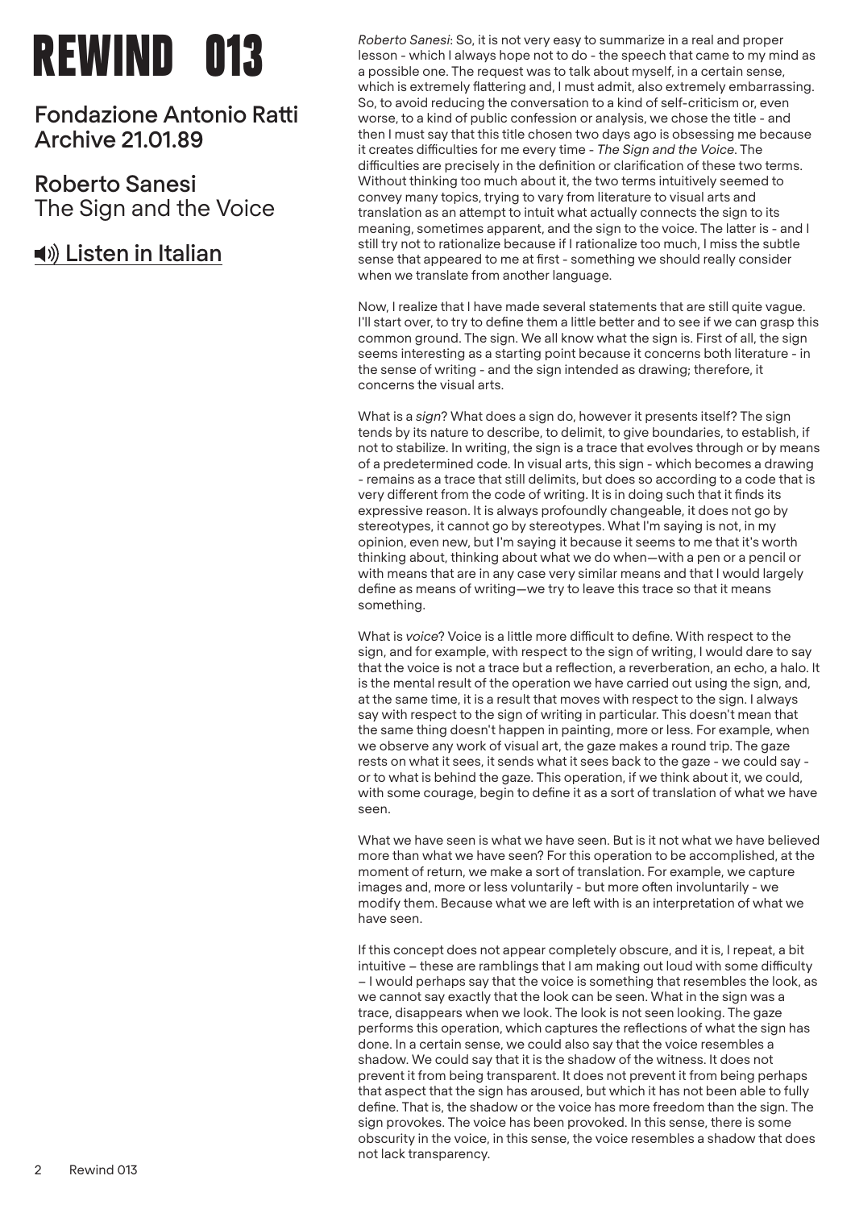# REWIND 013

## Fondazione Antonio Ratti Archive 21.01.89

## Roberto Sanesi
The Sign and the Voice

🔊 Listen in Italian

*Roberto Sanesi*: So, it is not very easy to summarize in a real and proper lesson - which I always hope not to do - the speech that came to my mind as a possible one. The request was to talk about myself, in a certain sense, which is extremely flattering and, I must admit, also extremely embarrassing. So, to avoid reducing the conversation to a kind of self-criticism or, even worse, to a kind of public confession or analysis, we chose the title - and then I must say that this title chosen two days ago is obsessing me because it creates difficulties for me every time - *The Sign and the Voice*. The difficulties are precisely in the definition or clarification of these two terms. Without thinking too much about it, the two terms intuitively seemed to convey many topics, trying to vary from literature to visual arts and translation as an attempt to intuit what actually connects the sign to its meaning, sometimes apparent, and the sign to the voice. The latter is - and I still try not to rationalize because if I rationalize too much, I miss the subtle sense that appeared to me at first - something we should really consider when we translate from another language.

Now, I realize that I have made several statements that are still quite vague. I'll start over, to try to define them a little better and to see if we can grasp this common ground. The sign. We all know what the sign is. First of all, the sign seems interesting as a starting point because it concerns both literature - in the sense of writing - and the sign intended as drawing; therefore, it concerns the visual arts.

What is a *sign*? What does a sign do, however it presents itself? The sign tends by its nature to describe, to delimit, to give boundaries, to establish, if not to stabilize. In writing, the sign is a trace that evolves through or by means of a predetermined code. In visual arts, this sign - which becomes a drawing - remains as a trace that still delimits, but does so according to a code that is very different from the code of writing. It is in doing such that it finds its expressive reason. It is always profoundly changeable, it does not go by stereotypes, it cannot go by stereotypes. What I'm saying is not, in my opinion, even new, but I'm saying it because it seems to me that it's worth thinking about, thinking about what we do when—with a pen or a pencil or with means that are in any case very similar means and that I would largely define as means of writing—we try to leave this trace so that it means something.

What is *voice*? Voice is a little more difficult to define. With respect to the sign, and for example, with respect to the sign of writing, I would dare to say that the voice is not a trace but a reflection, a reverberation, an echo, a halo. It is the mental result of the operation we have carried out using the sign, and, at the same time, it is a result that moves with respect to the sign. I always say with respect to the sign of writing in particular. This doesn't mean that the same thing doesn't happen in painting, more or less. For example, when we observe any work of visual art, the gaze makes a round trip. The gaze rests on what it sees, it sends what it sees back to the gaze - we could say - or to what is behind the gaze. This operation, if we think about it, we could, with some courage, begin to define it as a sort of translation of what we have seen.

What we have seen is what we have seen. But is it not what we have believed more than what we have seen? For this operation to be accomplished, at the moment of return, we make a sort of translation. For example, we capture images and, more or less voluntarily - but more often involuntarily - we modify them. Because what we are left with is an interpretation of what we have seen.

If this concept does not appear completely obscure, and it is, I repeat, a bit intuitive – these are ramblings that I am making out loud with some difficulty – I would perhaps say that the voice is something that resembles the look, as we cannot say exactly that the look can be seen. What in the sign was a trace, disappears when we look. The look is not seen looking. The gaze performs this operation, which captures the reflections of what the sign has done. In a certain sense, we could also say that the voice resembles a shadow. We could say that it is the shadow of the witness. It does not prevent it from being transparent. It does not prevent it from being perhaps that aspect that the sign has aroused, but which it has not been able to fully define. That is, the shadow or the voice has more freedom than the sign. The sign provokes. The voice has been provoked. In this sense, there is some obscurity in the voice, in this sense, the voice resembles a shadow that does not lack transparency.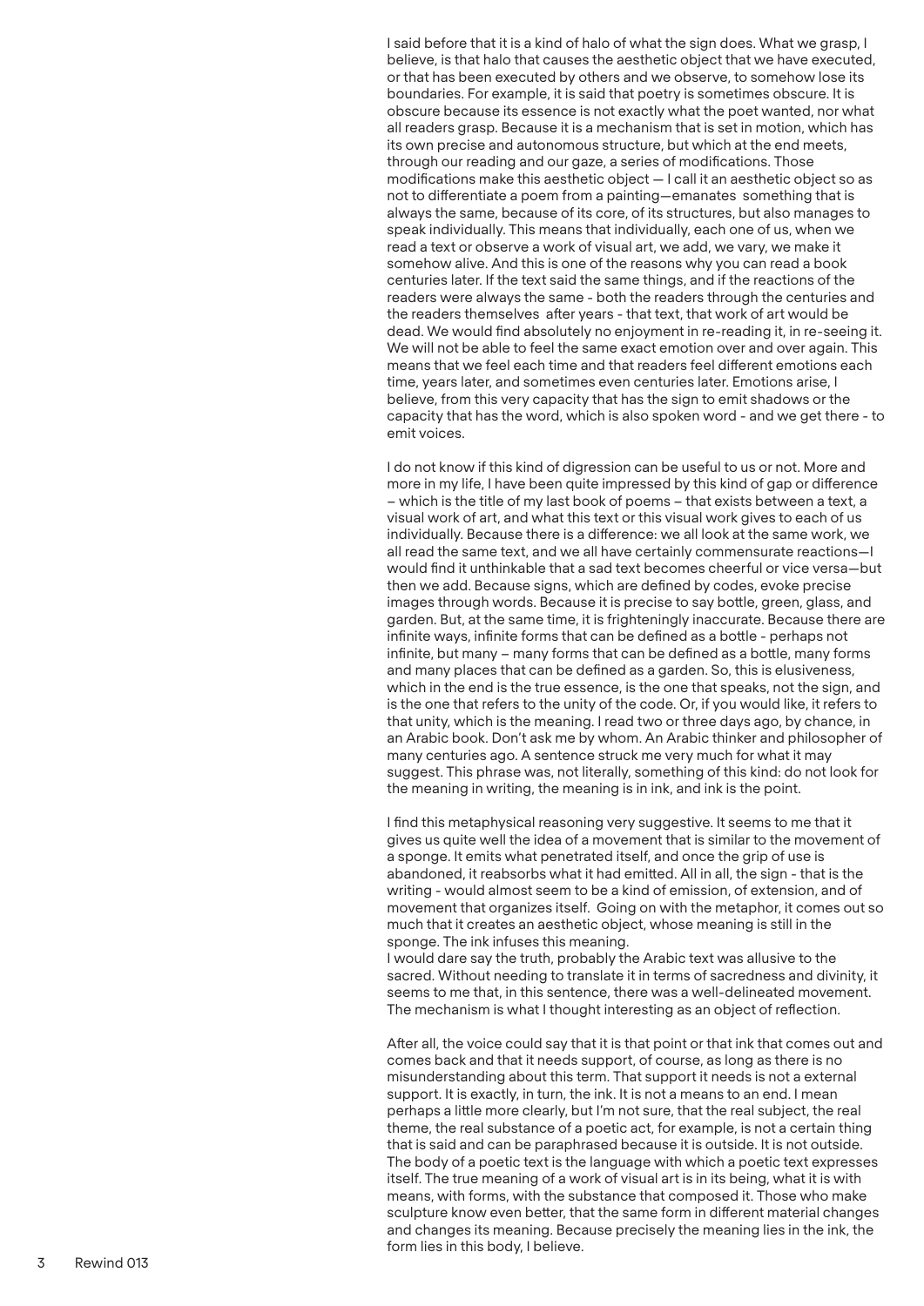I said before that it is a kind of halo of what the sign does. What we grasp, I believe, is that halo that causes the aesthetic object that we have executed, or that has been executed by others and we observe, to somehow lose its boundaries. For example, it is said that poetry is sometimes obscure. It is obscure because its essence is not exactly what the poet wanted, nor what all readers grasp. Because it is a mechanism that is set in motion, which has its own precise and autonomous structure, but which at the end meets, through our reading and our gaze, a series of modifications. Those modifications make this aesthetic object — I call it an aesthetic object so as not to differentiate a poem from a painting—emanates something that is always the same, because of its core, of its structures, but also manages to speak individually. This means that individually, each one of us, when we read a text or observe a work of visual art, we add, we vary, we make it somehow alive. And this is one of the reasons why you can read a book centuries later. If the text said the same things, and if the reactions of the readers were always the same - both the readers through the centuries and the readers themselves after years - that text, that work of art would be dead. We would find absolutely no enjoyment in re-reading it, in re-seeing it. We will not be able to feel the same exact emotion over and over again. This means that we feel each time and that readers feel different emotions each time, years later, and sometimes even centuries later. Emotions arise, I believe, from this very capacity that has the sign to emit shadows or the capacity that has the word, which is also spoken word - and we get there - to emit voices.

I do not know if this kind of digression can be useful to us or not. More and more in my life, I have been quite impressed by this kind of gap or difference – which is the title of my last book of poems – that exists between a text, a visual work of art, and what this text or this visual work gives to each of us individually. Because there is a difference: we all look at the same work, we all read the same text, and we all have certainly commensurate reactions—I would find it unthinkable that a sad text becomes cheerful or vice versa—but then we add. Because signs, which are defined by codes, evoke precise images through words. Because it is precise to say bottle, green, glass, and garden. But, at the same time, it is frighteningly inaccurate. Because there are infinite ways, infinite forms that can be defined as a bottle - perhaps not infinite, but many – many forms that can be defined as a bottle, many forms and many places that can be defined as a garden. So, this is elusiveness, which in the end is the true essence, is the one that speaks, not the sign, and is the one that refers to the unity of the code. Or, if you would like, it refers to that unity, which is the meaning. I read two or three days ago, by chance, in an Arabic book. Don't ask me by whom. An Arabic thinker and philosopher of many centuries ago. A sentence struck me very much for what it may suggest. This phrase was, not literally, something of this kind: do not look for the meaning in writing, the meaning is in ink, and ink is the point.

I find this metaphysical reasoning very suggestive. It seems to me that it gives us quite well the idea of a movement that is similar to the movement of a sponge. It emits what penetrated itself, and once the grip of use is abandoned, it reabsorbs what it had emitted. All in all, the sign - that is the writing - would almost seem to be a kind of emission, of extension, and of movement that organizes itself. Going on with the metaphor, it comes out so much that it creates an aesthetic object, whose meaning is still in the sponge. The ink infuses this meaning.
I would dare say the truth, probably the Arabic text was allusive to the sacred. Without needing to translate it in terms of sacredness and divinity, it seems to me that, in this sentence, there was a well-delineated movement. The mechanism is what I thought interesting as an object of reflection.

After all, the voice could say that it is that point or that ink that comes out and comes back and that it needs support, of course, as long as there is no misunderstanding about this term. That support it needs is not a external support. It is exactly, in turn, the ink. It is not a means to an end. I mean perhaps a little more clearly, but I'm not sure, that the real subject, the real theme, the real substance of a poetic act, for example, is not a certain thing that is said and can be paraphrased because it is outside. It is not outside. The body of a poetic text is the language with which a poetic text expresses itself. The true meaning of a work of visual art is in its being, what it is with means, with forms, with the substance that composed it. Those who make sculpture know even better, that the same form in different material changes and changes its meaning. Because precisely the meaning lies in the ink, the form lies in this body, I believe.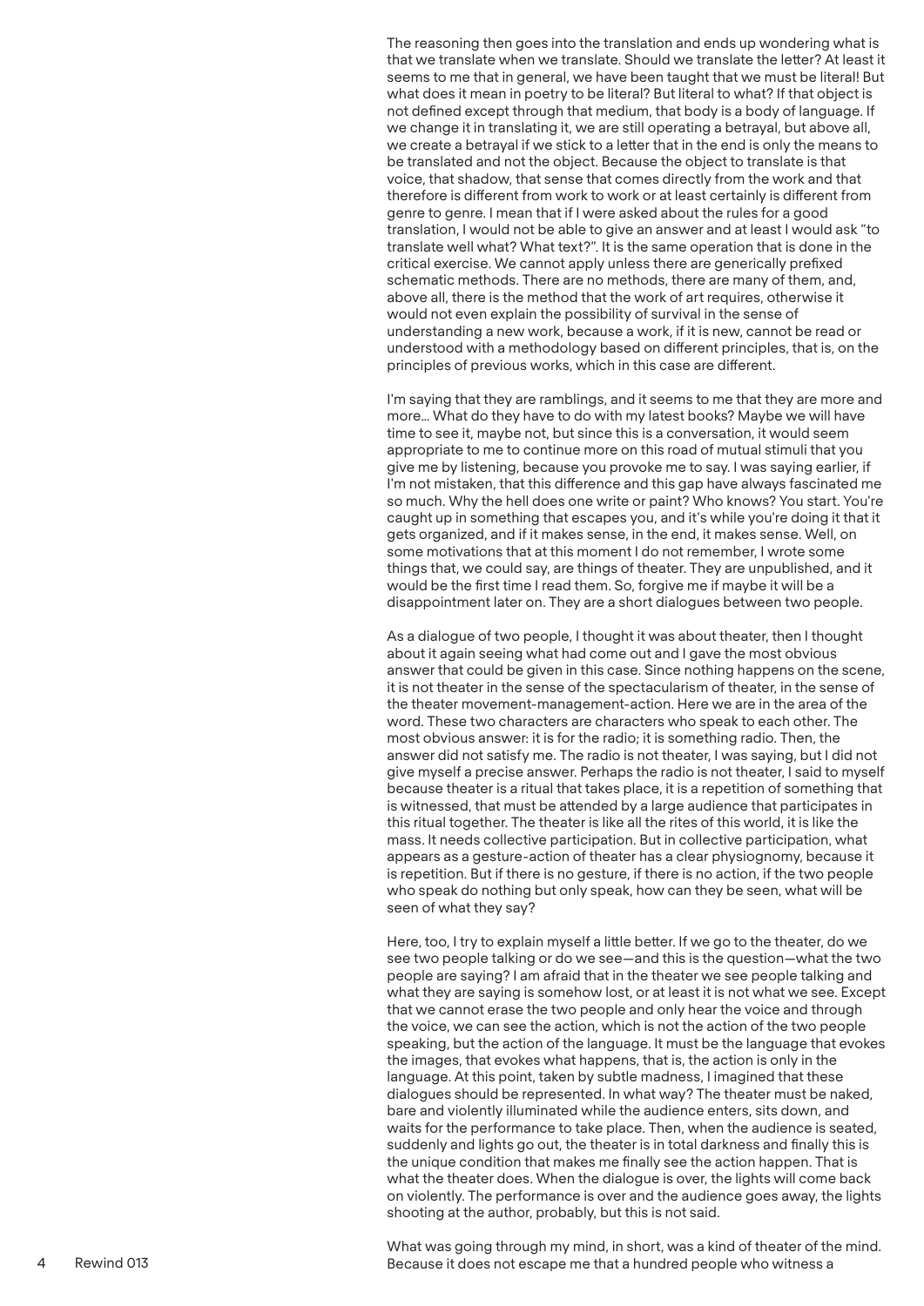The reasoning then goes into the translation and ends up wondering what is that we translate when we translate. Should we translate the letter? At least it seems to me that in general, we have been taught that we must be literal! But what does it mean in poetry to be literal? But literal to what? If that object is not defined except through that medium, that body is a body of language. If we change it in translating it, we are still operating a betrayal, but above all, we create a betrayal if we stick to a letter that in the end is only the means to be translated and not the object. Because the object to translate is that voice, that shadow, that sense that comes directly from the work and that therefore is different from work to work or at least certainly is different from genre to genre. I mean that if I were asked about the rules for a good translation, I would not be able to give an answer and at least I would ask "to translate well what? What text?". It is the same operation that is done in the critical exercise. We cannot apply unless there are generically prefixed schematic methods. There are no methods, there are many of them, and, above all, there is the method that the work of art requires, otherwise it would not even explain the possibility of survival in the sense of understanding a new work, because a work, if it is new, cannot be read or understood with a methodology based on different principles, that is, on the principles of previous works, which in this case are different.

I'm saying that they are ramblings, and it seems to me that they are more and more… What do they have to do with my latest books? Maybe we will have time to see it, maybe not, but since this is a conversation, it would seem appropriate to me to continue more on this road of mutual stimuli that you give me by listening, because you provoke me to say. I was saying earlier, if I'm not mistaken, that this difference and this gap have always fascinated me so much. Why the hell does one write or paint? Who knows? You start. You're caught up in something that escapes you, and it's while you're doing it that it gets organized, and if it makes sense, in the end, it makes sense. Well, on some motivations that at this moment I do not remember, I wrote some things that, we could say, are things of theater. They are unpublished, and it would be the first time I read them. So, forgive me if maybe it will be a disappointment later on. They are a short dialogues between two people.

As a dialogue of two people, I thought it was about theater, then I thought about it again seeing what had come out and I gave the most obvious answer that could be given in this case. Since nothing happens on the scene, it is not theater in the sense of the spectacularism of theater, in the sense of the theater movement-management-action. Here we are in the area of the word. These two characters are characters who speak to each other. The most obvious answer: it is for the radio; it is something radio. Then, the answer did not satisfy me. The radio is not theater, I was saying, but I did not give myself a precise answer. Perhaps the radio is not theater, I said to myself because theater is a ritual that takes place, it is a repetition of something that is witnessed, that must be attended by a large audience that participates in this ritual together. The theater is like all the rites of this world, it is like the mass. It needs collective participation. But in collective participation, what appears as a gesture-action of theater has a clear physiognomy, because it is repetition. But if there is no gesture, if there is no action, if the two people who speak do nothing but only speak, how can they be seen, what will be seen of what they say?

Here, too, I try to explain myself a little better. If we go to the theater, do we see two people talking or do we see—and this is the question—what the two people are saying? I am afraid that in the theater we see people talking and what they are saying is somehow lost, or at least it is not what we see. Except that we cannot erase the two people and only hear the voice and through the voice, we can see the action, which is not the action of the two people speaking, but the action of the language. It must be the language that evokes the images, that evokes what happens, that is, the action is only in the language. At this point, taken by subtle madness, I imagined that these dialogues should be represented. In what way? The theater must be naked, bare and violently illuminated while the audience enters, sits down, and waits for the performance to take place. Then, when the audience is seated, suddenly and lights go out, the theater is in total darkness and finally this is the unique condition that makes me finally see the action happen. That is what the theater does. When the dialogue is over, the lights will come back on violently. The performance is over and the audience goes away, the lights shooting at the author, probably, but this is not said.

What was going through my mind, in short, was a kind of theater of the mind. Because it does not escape me that a hundred people who witness a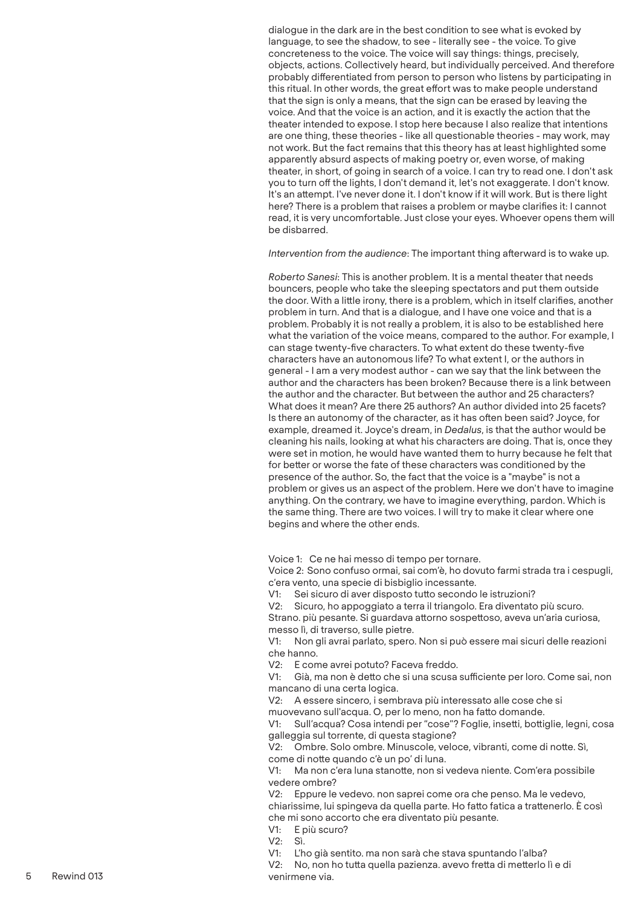dialogue in the dark are in the best condition to see what is evoked by language, to see the shadow, to see - literally see - the voice. To give concreteness to the voice. The voice will say things: things, precisely, objects, actions. Collectively heard, but individually perceived. And therefore probably differentiated from person to person who listens by participating in this ritual. In other words, the great effort was to make people understand that the sign is only a means, that the sign can be erased by leaving the voice. And that the voice is an action, and it is exactly the action that the theater intended to expose. I stop here because I also realize that intentions are one thing, these theories - like all questionable theories - may work, may not work. But the fact remains that this theory has at least highlighted some apparently absurd aspects of making poetry or, even worse, of making theater, in short, of going in search of a voice. I can try to read one. I don't ask you to turn off the lights, I don't demand it, let's not exaggerate. I don't know. It's an attempt. I've never done it. I don't know if it will work. But is there light here? There is a problem that raises a problem or maybe clarifies it: I cannot read, it is very uncomfortable. Just close your eyes. Whoever opens them will be disbarred.

*Intervention from the audience*: The important thing afterward is to wake up.

*Roberto Sanesi*: This is another problem. It is a mental theater that needs bouncers, people who take the sleeping spectators and put them outside the door. With a little irony, there is a problem, which in itself clarifies, another problem in turn. And that is a dialogue, and I have one voice and that is a problem. Probably it is not really a problem, it is also to be established here what the variation of the voice means, compared to the author. For example, I can stage twenty-five characters. To what extent do these twenty-five characters have an autonomous life? To what extent I, or the authors in general - I am a very modest author - can we say that the link between the author and the characters has been broken? Because there is a link between the author and the character. But between the author and 25 characters? What does it mean? Are there 25 authors? An author divided into 25 facets? Is there an autonomy of the character, as it has often been said? Joyce, for example, dreamed it. Joyce's dream, in *Dedalus*, is that the author would be cleaning his nails, looking at what his characters are doing. That is, once they were set in motion, he would have wanted them to hurry because he felt that for better or worse the fate of these characters was conditioned by the presence of the author. So, the fact that the voice is a "maybe" is not a problem or gives us an aspect of the problem. Here we don't have to imagine anything. On the contrary, we have to imagine everything, pardon. Which is the same thing. There are two voices. I will try to make it clear where one begins and where the other ends.

Voice 1: Ce ne hai messo di tempo per tornare.
Voice 2: Sono confuso ormai, sai com'è, ho dovuto farmi strada tra i cespugli, c'era vento, una specie di bisbiglio incessante.
V1: Sei sicuro di aver disposto tutto secondo le istruzioni?
V2: Sicuro, ho appoggiato a terra il triangolo. Era diventato più scuro. Strano. più pesante. Si guardava attorno sospettoso, aveva un'aria curiosa, messo lì, di traverso, sulle pietre.
V1: Non gli avrai parlato, spero. Non si può essere mai sicuri delle reazioni che hanno.
V2: E come avrei potuto? Faceva freddo.
V1: Già, ma non è detto che si una scusa sufficiente per loro. Come sai, non mancano di una certa logica.
V2: A essere sincero, i sembrava più interessato alle cose che si muovevano sull'acqua. O, per lo meno, non ha fatto domande.
V1: Sull'acqua? Cosa intendi per "cose"? Foglie, insetti, bottiglie, legni, cosa galleggia sul torrente, di questa stagione?
V2: Ombre. Solo ombre. Minuscole, veloce, vibranti, come di notte. Sì, come di notte quando c'è un po' di luna.
V1: Ma non c'era luna stanotte, non si vedeva niente. Com'era possibile vedere ombre?
V2: Eppure le vedevo. non saprei come ora che penso. Ma le vedevo, chiarissime, lui spingeva da quella parte. Ho fatto fatica a trattenerlo. È così che mi sono accorto che era diventato più pesante.
V1: E più scuro?
V2: Sì.
V1: L'ho già sentito. ma non sarà che stava spuntando l'alba?
V2: No, non ho tutta quella pazienza. avevo fretta di metterlo lì e di venirmene via.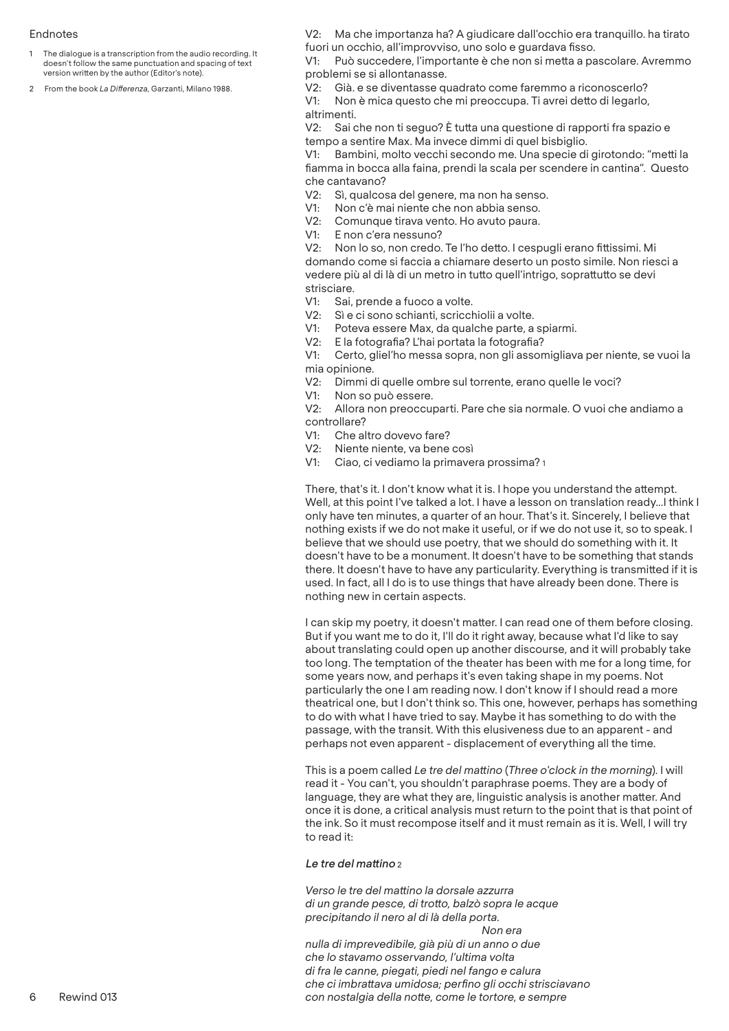V2: Ma che importanza ha? A giudicare dall'occhio era tranquillo. ha tirato fuori un occhio, all'improvviso, uno solo e guardava fisso.
V1: Può succedere, l'importante è che non si metta a pascolare. Avremmo problemi se si allontanasse.
V2: Già. e se diventasse quadrato come faremmo a riconoscerlo?
V1: Non è mica questo che mi preoccupa. Ti avrei detto di legarlo, altrimenti.
V2: Sai che non ti seguo? È tutta una questione di rapporti fra spazio e tempo a sentire Max. Ma invece dimmi di quel bisbiglio.
V1: Bambini, molto vecchi secondo me. Una specie di girotondo: "metti la fiamma in bocca alla faina, prendi la scala per scendere in cantina". Questo che cantavano?
V2: Sì, qualcosa del genere, ma non ha senso.
V1: Non c'è mai niente che non abbia senso.
V2: Comunque tirava vento. Ho avuto paura.
V1: E non c'era nessuno?
V2: Non lo so, non credo. Te l'ho detto. I cespugli erano fittissimi. Mi domando come si faccia a chiamare deserto un posto simile. Non riesci a vedere più al di là di un metro in tutto quell'intrigo, soprattutto se devi strisciare.
V1: Sai, prende a fuoco a volte.
V2: Sì e ci sono schianti, scricchiolii a volte.
V1: Poteva essere Max, da qualche parte, a spiarmi.
V2: E la fotografia? L'hai portata la fotografia?
V1: Certo, gliel'ho messa sopra, non gli assomigliava per niente, se vuoi la mia opinione.
V2: Dimmi di quelle ombre sul torrente, erano quelle le voci?
V1: Non so può essere.
V2: Allora non preoccuparti. Pare che sia normale. O vuoi che andiamo a controllare?
V1: Che altro dovevo fare?
V2: Niente niente, va bene così
V1: Ciao, ci vediamo la primavera prossima? [1]

There, that's it. I don't know what it is. I hope you understand the attempt. Well, at this point I've talked a lot. I have a lesson on translation ready...I think I only have ten minutes, a quarter of an hour. That's it. Sincerely, I believe that nothing exists if we do not make it useful, or if we do not use it, so to speak. I believe that we should use poetry, that we should do something with it. It doesn't have to be a monument. It doesn't have to be something that stands there. It doesn't have to have any particularity. Everything is transmitted if it is used. In fact, all I do is to use things that have already been done. There is nothing new in certain aspects.

I can skip my poetry, it doesn't matter. I can read one of them before closing. But if you want me to do it, I'll do it right away, because what I'd like to say about translating could open up another discourse, and it will probably take too long. The temptation of the theater has been with me for a long time, for some years now, and perhaps it's even taking shape in my poems. Not particularly the one I am reading now. I don't know if I should read a more theatrical one, but I don't think so. This one, however, perhaps has something to do with what I have tried to say. Maybe it has something to do with the passage, with the transit. With this elusiveness due to an apparent - and perhaps not even apparent - displacement of everything all the time.

This is a poem called *Le tre del mattino* (*Three o'clock in the morning*). I will read it - You can't, you shouldn't paraphrase poems. They are a body of language, they are what they are, linguistic analysis is another matter. And once it is done, a critical analysis must return to the point that is that point of the ink. So it must recompose itself and it must remain as it is. Well, I will try to read it:

***Le tre del mattino*** [2]

*Verso le tre del mattino la dorsale azzurra*
*di un grande pesce, di trotto, balzò sopra le acque*
*precipitando il nero al di là della porta.*
*Non era*
*nulla di imprevedibile, già più di un anno o due*
*che lo stavamo osservando, l'ultima volta*
*di fra le canne, piegati, piedi nel fango e calura*
*che ci imbrattava umidosa; perfino gli occhi strisciavano*
*con nostalgia della notte, come le tortore, e sempre*

## Endnotes

1. The dialogue is a transcription from the audio recording. It doesn't follow the same punctuation and spacing of text version written by the author (Editor's note).
2. From the book *La Differenza*, Garzanti, Milano 1988.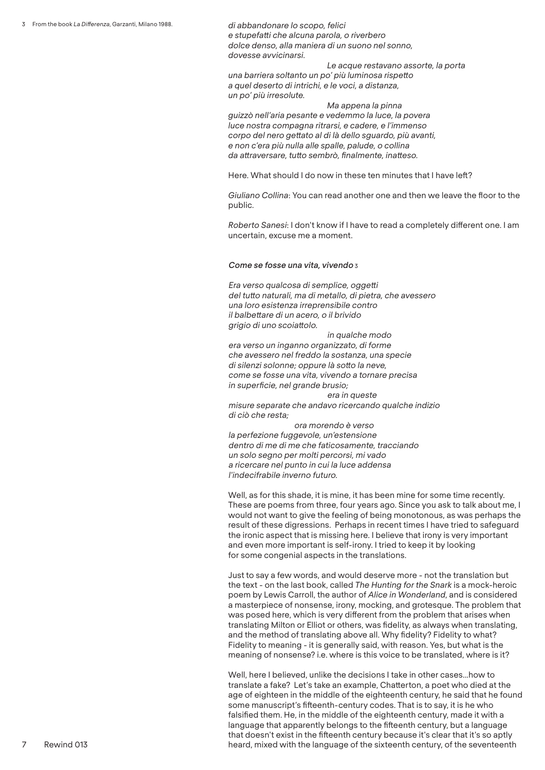*di abbandonare lo scopo, felici*
*e stupefatti che alcuna parola, o riverbero*
*dolce denso, alla maniera di un suono nel sonno,*
*dovesse avvicinarsi.*
*Le acque restavano assorte, la porta*
*una barriera soltanto un po' più luminosa rispetto*
*a quel deserto di intrichi, e le voci, a distanza,*
*un po' più irresolute.*
*Ma appena la pinna*
*guizzò nell'aria pesante e vedemmo la luce, la povera*
*luce nostra compagna ritrarsi, e cadere, e l'immenso*
*corpo del nero gettato al di là dello sguardo, più avanti,*
*e non c'era più nulla alle spalle, palude, o collina*
*da attraversare, tutto sembrò, finalmente, inatteso.*

Here. What should I do now in these ten minutes that I have left?

*Giuliano Collina*: You can read another one and then we leave the floor to the public.

*Roberto Sanesi*: I don't know if I have to read a completely different one. I am uncertain, excuse me a moment.

***Come se fosse una vita, vivendo*** [3]

*Era verso qualcosa di semplice, oggetti*
*del tutto naturali, ma di metallo, di pietra, che avessero*
*una loro esistenza irreprensibile contro*
*il balbettare di un acero, o il brivido*
*grigio di uno scoiattolo.*
*in qualche modo*
*era verso un inganno organizzato, di forme*
*che avessero nel freddo la sostanza, una specie*
*di silenzi solonne; oppure là sotto la neve,*
*come se fosse una vita, vivendo a tornare precisa*
*in superficie, nel grande brusio;*
*era in queste*
*misure separate che andavo ricercando qualche indizio*
*di ciò che resta;*
*ora morendo è verso*
*la perfezione fuggevole, un'estensione*
*dentro di me di me che faticosamente, tracciando*
*un solo segno per molti percorsi, mi vado*
*a ricercare nel punto in cui la luce addensa*
*l'indecifrabile inverno futuro.*

Well, as for this shade, it is mine, it has been mine for some time recently. These are poems from three, four years ago. Since you ask to talk about me, I would not want to give the feeling of being monotonous, as was perhaps the result of these digressions. Perhaps in recent times I have tried to safeguard the ironic aspect that is missing here. I believe that irony is very important and even more important is self-irony. I tried to keep it by looking for some congenial aspects in the translations.

Just to say a few words, and would deserve more - not the translation but the text - on the last book, called *The Hunting for the Snark* is a mock-heroic poem by Lewis Carroll, the author of *Alice in Wonderland*, and is considered a masterpiece of nonsense, irony, mocking, and grotesque. The problem that was posed here, which is very different from the problem that arises when translating Milton or Elliot or others, was fidelity, as always when translating, and the method of translating above all. Why fidelity? Fidelity to what? Fidelity to meaning - it is generally said, with reason. Yes, but what is the meaning of nonsense? i.e. where is this voice to be translated, where is it?

Well, here I believed, unlike the decisions I take in other cases...how to translate a fake? Let's take an example, Chatterton, a poet who died at the age of eighteen in the middle of the eighteenth century, he said that he found some manuscript's fifteenth-century codes. That is to say, it is he who falsified them. He, in the middle of the eighteenth century, made it with a language that apparently belongs to the fifteenth century, but a language that doesn't exist in the fifteenth century because it's clear that it's so aptly heard, mixed with the language of the sixteenth century, of the seventeenth

[3] From the book *La Differenza*, Garzanti, Milano 1988.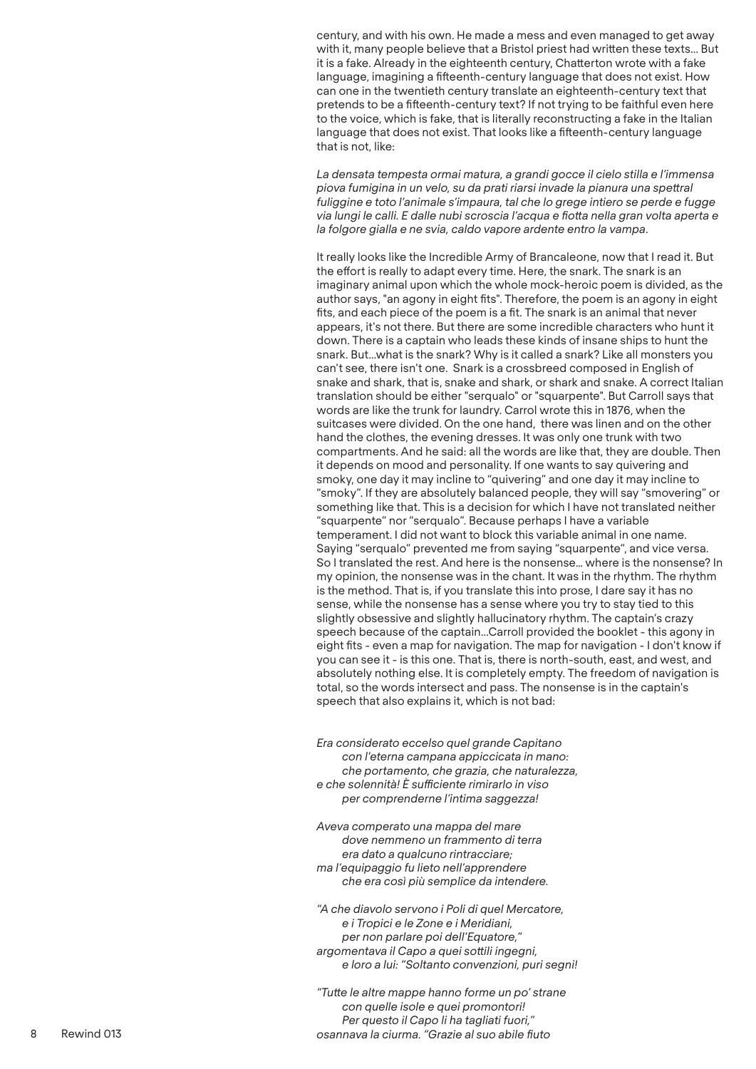century, and with his own. He made a mess and even managed to get away with it, many people believe that a Bristol priest had written these texts... But it is a fake. Already in the eighteenth century, Chatterton wrote with a fake language, imagining a fifteenth-century language that does not exist. How can one in the twentieth century translate an eighteenth-century text that pretends to be a fifteenth-century text? If not trying to be faithful even here to the voice, which is fake, that is literally reconstructing a fake in the Italian language that does not exist. That looks like a fifteenth-century language that is not, like:

*La densata tempesta ormai matura, a grandi gocce il cielo stilla e l'immensa piova fumigina in un velo, su da prati riarsi invade la pianura una spettral fuliggine e toto l'animale s'impaura, tal che lo grege intiero se perde e fugge via lungi le calli. E dalle nubi scroscia l'acqua e fiotta nella gran volta aperta e la folgore gialla e ne svia, caldo vapore ardente entro la vampa.*

It really looks like the Incredible Army of Brancaleone, now that I read it. But the effort is really to adapt every time. Here, the snark. The snark is an imaginary animal upon which the whole mock-heroic poem is divided, as the author says, "an agony in eight fits". Therefore, the poem is an agony in eight fits, and each piece of the poem is a fit. The snark is an animal that never appears, it's not there. But there are some incredible characters who hunt it down. There is a captain who leads these kinds of insane ships to hunt the snark. But...what is the snark? Why is it called a snark? Like all monsters you can't see, there isn't one. Snark is a crossbreed composed in English of snake and shark, that is, snake and shark, or shark and snake. A correct Italian translation should be either "serqualo" or "squarpente". But Carroll says that words are like the trunk for laundry. Carrol wrote this in 1876, when the suitcases were divided. On the one hand, there was linen and on the other hand the clothes, the evening dresses. It was only one trunk with two compartments. And he said: all the words are like that, they are double. Then it depends on mood and personality. If one wants to say quivering and smoky, one day it may incline to "quivering" and one day it may incline to "smoky". If they are absolutely balanced people, they will say "smovering" or something like that. This is a decision for which I have not translated neither "squarpente" nor "serqualo". Because perhaps I have a variable temperament. I did not want to block this variable animal in one name. Saying "serqualo" prevented me from saying "squarpente", and vice versa. So I translated the rest. And here is the nonsense... where is the nonsense? In my opinion, the nonsense was in the chant. It was in the rhythm. The rhythm is the method. That is, if you translate this into prose, I dare say it has no sense, while the nonsense has a sense where you try to stay tied to this slightly obsessive and slightly hallucinatory rhythm. The captain's crazy speech because of the captain...Carroll provided the booklet - this agony in eight fits - even a map for navigation. The map for navigation - I don't know if you can see it - is this one. That is, there is north-south, east, and west, and absolutely nothing else. It is completely empty. The freedom of navigation is total, so the words intersect and pass. The nonsense is in the captain's speech that also explains it, which is not bad:

*Era considerato eccelso quel grande Capitano*  
*con l'eterna campana appiccicata in mano:*  
*che portamento, che grazia, che naturalezza,*  
*e che solennità! È sufficiente rimirarlo in viso*  
*per comprenderne l'intima saggezza!*

*Aveva comperato una mappa del mare*  
*dove nemmeno un frammento di terra*  
*era dato a qualcuno rintracciare;*  
*ma l'equipaggio fu lieto nell'apprendere*  
*che era così più semplice da intendere.*

*"A che diavolo servono i Poli di quel Mercatore,*  
*e i Tropici e le Zone e i Meridiani,*  
*per non parlare poi dell'Equatore,"*  
*argomentava il Capo a quei sottili ingegni,*  
*e loro a lui: "Soltanto convenzioni, puri segni!*

*"Tutte le altre mappe hanno forme un po' strane*  
*con quelle isole e quei promontori!*  
*Per questo il Capo li ha tagliati fuori,"*  
*osannava la ciurma. "Grazie al suo abile fiuto*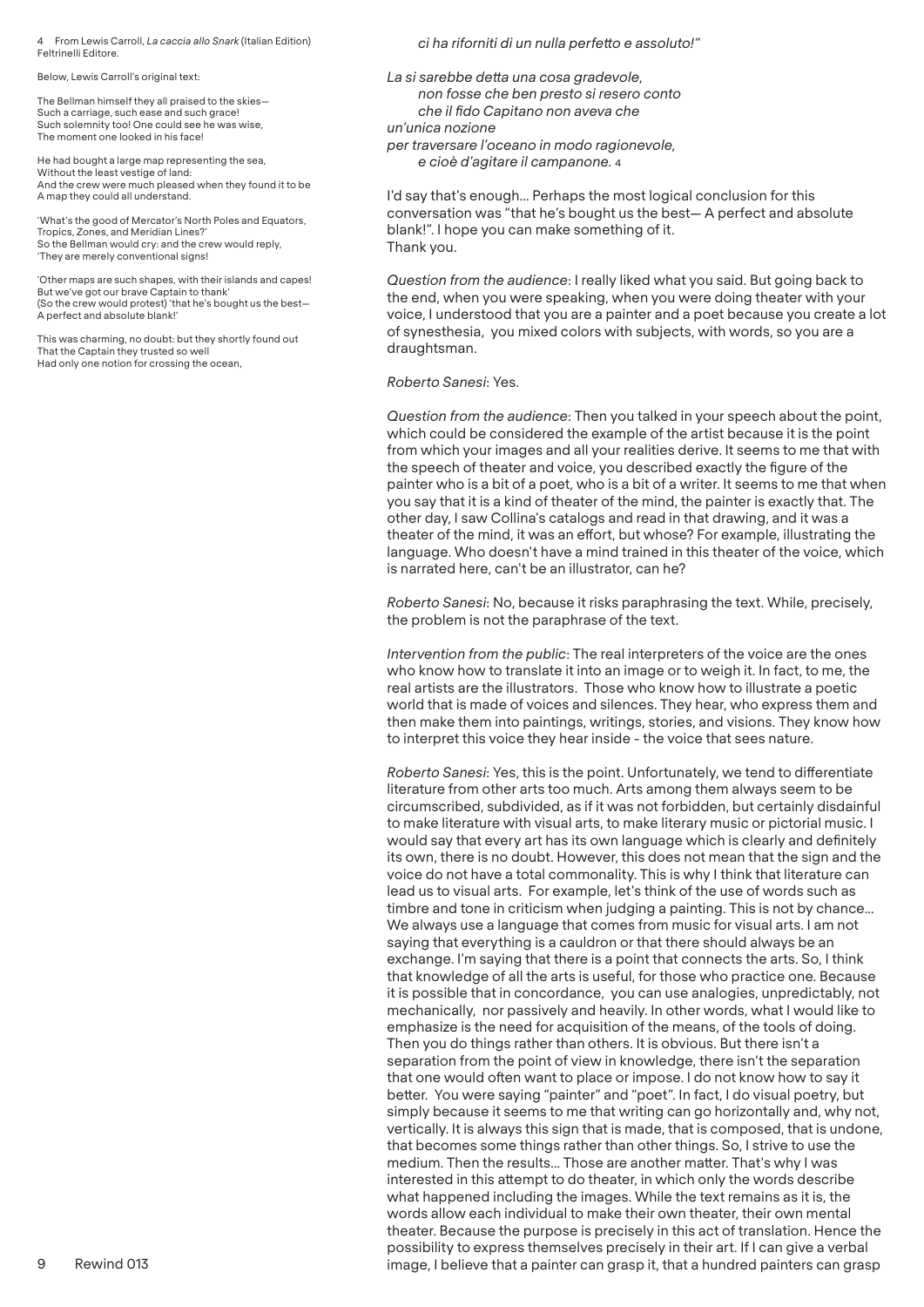*ci ha riforniti di un nulla perfetto e assoluto!"*

*La si sarebbe detta una cosa gradevole,*
*non fosse che ben presto si resero conto*
*che il fido Capitano non aveva che*
*un'unica nozione*
*per traversare l'oceano in modo ragionevole,*
*e cioè d'agitare il campanone.* 4

I'd say that's enough... Perhaps the most logical conclusion for this conversation was "that he's bought us the best— A perfect and absolute blank!". I hope you can make something of it.
Thank you.

*Question from the audience*: I really liked what you said. But going back to the end, when you were speaking, when you were doing theater with your voice, I understood that you are a painter and a poet because you create a lot of synesthesia, you mixed colors with subjects, with words, so you are a draughtsman.

*Roberto Sanesi*: Yes.

*Question from the audience*: Then you talked in your speech about the point, which could be considered the example of the artist because it is the point from which your images and all your realities derive. It seems to me that with the speech of theater and voice, you described exactly the figure of the painter who is a bit of a poet, who is a bit of a writer. It seems to me that when you say that it is a kind of theater of the mind, the painter is exactly that. The other day, I saw Collina's catalogs and read in that drawing, and it was a theater of the mind, it was an effort, but whose? For example, illustrating the language. Who doesn't have a mind trained in this theater of the voice, which is narrated here, can't be an illustrator, can he?

*Roberto Sanesi*: No, because it risks paraphrasing the text. While, precisely, the problem is not the paraphrase of the text.

*Intervention from the public*: The real interpreters of the voice are the ones who know how to translate it into an image or to weigh it. In fact, to me, the real artists are the illustrators. Those who know how to illustrate a poetic world that is made of voices and silences. They hear, who express them and then make them into paintings, writings, stories, and visions. They know how to interpret this voice they hear inside - the voice that sees nature.

*Roberto Sanesi*: Yes, this is the point. Unfortunately, we tend to differentiate literature from other arts too much. Arts among them always seem to be circumscribed, subdivided, as if it was not forbidden, but certainly disdainful to make literature with visual arts, to make literary music or pictorial music. I would say that every art has its own language which is clearly and definitely its own, there is no doubt. However, this does not mean that the sign and the voice do not have a total commonality. This is why I think that literature can lead us to visual arts. For example, let's think of the use of words such as timbre and tone in criticism when judging a painting. This is not by chance... We always use a language that comes from music for visual arts. I am not saying that everything is a cauldron or that there should always be an exchange. I'm saying that there is a point that connects the arts. So, I think that knowledge of all the arts is useful, for those who practice one. Because it is possible that in concordance, you can use analogies, unpredictably, not mechanically, nor passively and heavily. In other words, what I would like to emphasize is the need for acquisition of the means, of the tools of doing. Then you do things rather than others. It is obvious. But there isn't a separation from the point of view in knowledge, there isn't the separation that one would often want to place or impose. I do not know how to say it better. You were saying "painter" and "poet". In fact, I do visual poetry, but simply because it seems to me that writing can go horizontally and, why not, vertically. It is always this sign that is made, that is composed, that is undone, that becomes some things rather than other things. So, I strive to use the medium. Then the results... Those are another matter. That's why I was interested in this attempt to do theater, in which only the words describe what happened including the images. While the text remains as it is, the words allow each individual to make their own theater, their own mental theater. Because the purpose is precisely in this act of translation. Hence the possibility to express themselves precisely in their art. If I can give a verbal image, I believe that a painter can grasp it, that a hundred painters can grasp

---

4 From Lewis Carroll, *La caccia allo Snark* (Italian Edition) Feltrinelli Editore.

Below, Lewis Carroll's original text:

The Bellman himself they all praised to the skies—
Such a carriage, such ease and such grace!
Such solemnity too! One could see he was wise,
The moment one looked in his face!

He had bought a large map representing the sea,
Without the least vestige of land:
And the crew were much pleased when they found it to be
A map they could all understand.

'What's the good of Mercator's North Poles and Equators,
Tropics, Zones, and Meridian Lines?'
So the Bellman would cry: and the crew would reply,
'They are merely conventional signs!

'Other maps are such shapes, with their islands and capes!
But we've got our brave Captain to thank'
(So the crew would protest) 'that he's bought us the best—
A perfect and absolute blank!'

This was charming, no doubt: but they shortly found out
That the Captain they trusted so well
Had only one notion for crossing the ocean,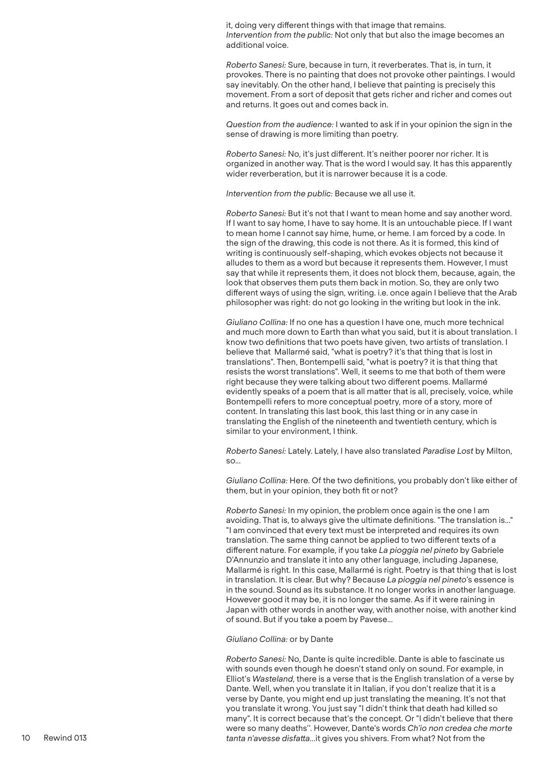it, doing very different things with that image that remains.
*Intervention from the public:* Not only that but also the image becomes an additional voice.

*Roberto Sanesi:* Sure, because in turn, it reverberates. That is, in turn, it provokes. There is no painting that does not provoke other paintings. I would say inevitably. On the other hand, I believe that painting is precisely this movement. From a sort of deposit that gets richer and richer and comes out and returns. It goes out and comes back in.

*Question from the audience:* I wanted to ask if in your opinion the sign in the sense of drawing is more limiting than poetry.

*Roberto Sanesi:* No, it's just different. It's neither poorer nor richer. It is organized in another way. That is the word I would say. It has this apparently wider reverberation, but it is narrower because it is a code.

*Intervention from the public:* Because we all use it.

*Roberto Sanesi:* But it's not that I want to mean home and say another word. If I want to say home, I have to say home. It is an untouchable piece. If I want to mean home I cannot say hime, hume, or heme. I am forced by a code. In the sign of the drawing, this code is not there. As it is formed, this kind of writing is continuously self-shaping, which evokes objects not because it alludes to them as a word but because it represents them. However, I must say that while it represents them, it does not block them, because, again, the look that observes them puts them back in motion. So, they are only two different ways of using the sign, writing. i.e. once again I believe that the Arab philosopher was right: do not go looking in the writing but look in the ink.

*Giuliano Collina:* If no one has a question I have one, much more technical and much more down to Earth than what you said, but it is about translation. I know two definitions that two poets have given, two artists of translation. I believe that Mallarmé said, "what is poetry? it's that thing that is lost in translations". Then, Bontempelli said, "what is poetry? it is that thing that resists the worst translations". Well, it seems to me that both of them were right because they were talking about two different poems. Mallarmé evidently speaks of a poem that is all matter that is all, precisely, voice, while Bontempelli refers to more conceptual poetry, more of a story, more of content. In translating this last book, this last thing or in any case in translating the English of the nineteenth and twentieth century, which is similar to your environment, I think.

*Roberto Sanesi:* Lately. Lately, I have also translated *Paradise Lost* by Milton, so...

*Giuliano Collina:* Here. Of the two definitions, you probably don't like either of them, but in your opinion, they both fit or not?

*Roberto Sanesi:* In my opinion, the problem once again is the one I am avoiding. That is, to always give the ultimate definitions. "The translation is..." "I am convinced that every text must be interpreted and requires its own translation. The same thing cannot be applied to two different texts of a different nature. For example, if you take *La pioggia nel pineto* by Gabriele D'Annunzio and translate it into any other language, including Japanese, Mallarmé is right. In this case, Mallarmé is right. Poetry is that thing that is lost in translation. It is clear. But why? Because *La pioggia nel pineto*'s essence is in the sound. Sound as its substance. It no longer works in another language. However good it may be, it is no longer the same. As if it were raining in Japan with other words in another way, with another noise, with another kind of sound. But if you take a poem by Pavese...

*Giuliano Collina:* or by Dante

*Roberto Sanesi:* No, Dante is quite incredible. Dante is able to fascinate us with sounds even though he doesn't stand only on sound. For example, in Elliot's *Wasteland*, there is a verse that is the English translation of a verse by Dante. Well, when you translate it in Italian, if you don't realize that it is a verse by Dante, you might end up just translating the meaning. It's not that you translate it wrong. You just say "I didn't think that death had killed so many". It is correct because that's the concept. Or "I didn't believe that there were so many deaths". However, Dante's words *Ch'io non credea che morte tanta n'avesse disfatta*...it gives you shivers. From what? Not from the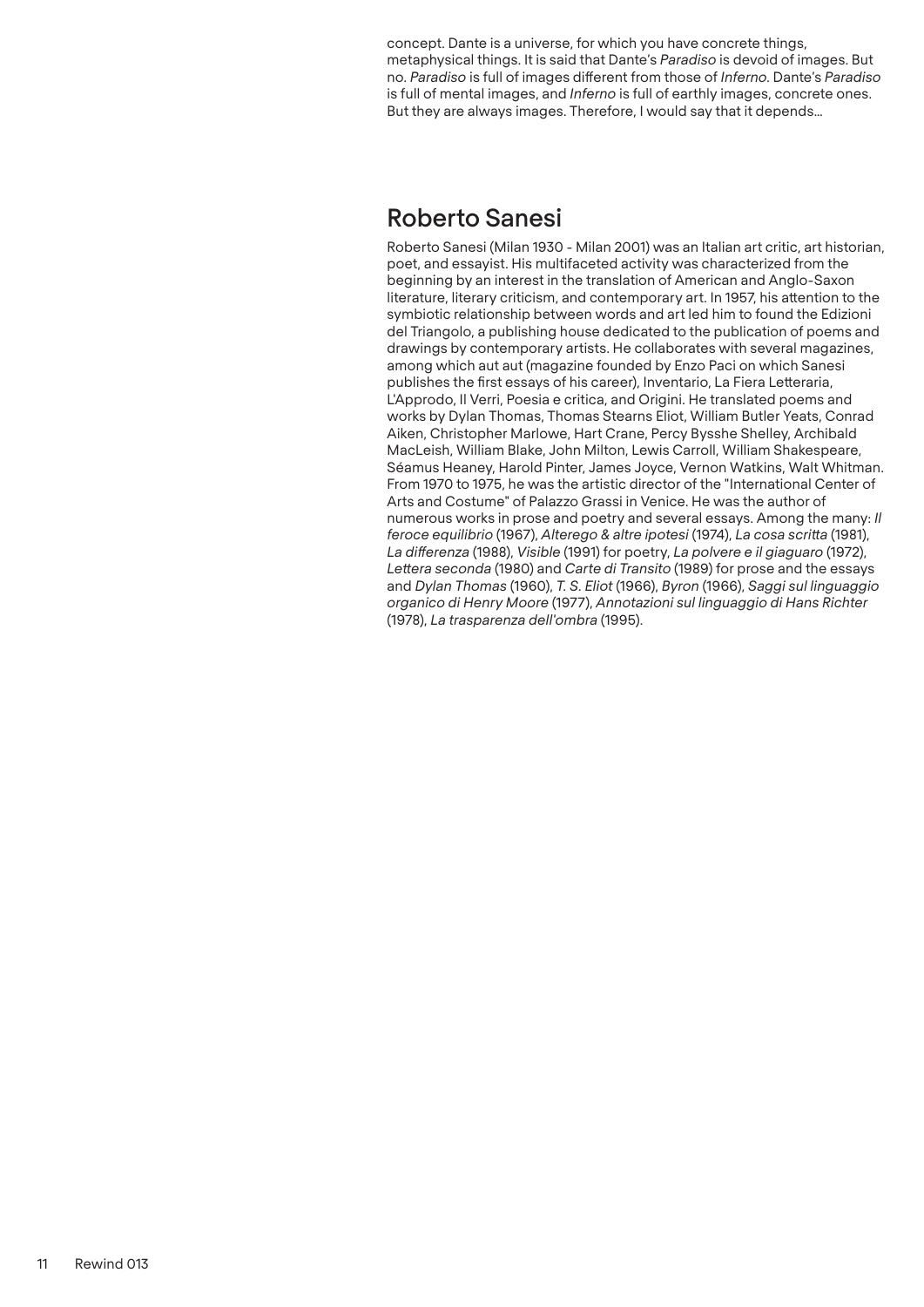concept. Dante is a universe, for which you have concrete things, metaphysical things. It is said that Dante's *Paradiso* is devoid of images. But no. *Paradiso* is full of images different from those of *Inferno*. Dante's *Paradiso* is full of mental images, and *Inferno* is full of earthly images, concrete ones. But they are always images. Therefore, I would say that it depends...

## Roberto Sanesi

Roberto Sanesi (Milan 1930 - Milan 2001) was an Italian art critic, art historian, poet, and essayist. His multifaceted activity was characterized from the beginning by an interest in the translation of American and Anglo-Saxon literature, literary criticism, and contemporary art. In 1957, his attention to the symbiotic relationship between words and art led him to found the Edizioni del Triangolo, a publishing house dedicated to the publication of poems and drawings by contemporary artists. He collaborates with several magazines, among which aut aut (magazine founded by Enzo Paci on which Sanesi publishes the first essays of his career), Inventario, La Fiera Letteraria, L'Approdo, Il Verri, Poesia e critica, and Origini. He translated poems and works by Dylan Thomas, Thomas Stearns Eliot, William Butler Yeats, Conrad Aiken, Christopher Marlowe, Hart Crane, Percy Bysshe Shelley, Archibald MacLeish, William Blake, John Milton, Lewis Carroll, William Shakespeare, Séamus Heaney, Harold Pinter, James Joyce, Vernon Watkins, Walt Whitman. From 1970 to 1975, he was the artistic director of the "International Center of Arts and Costume" of Palazzo Grassi in Venice. He was the author of numerous works in prose and poetry and several essays. Among the many: *Il feroce equilibrio* (1967), *Alterego & altre ipotesi* (1974), *La cosa scritta* (1981), *La differenza* (1988), *Visible* (1991) for poetry, *La polvere e il giaguaro* (1972), *Lettera seconda* (1980) and *Carte di Transito* (1989) for prose and the essays and *Dylan Thomas* (1960), *T. S. Eliot* (1966), *Byron* (1966), *Saggi sul linguaggio organico di Henry Moore* (1977), *Annotazioni sul linguaggio di Hans Richter* (1978), *La trasparenza dell'ombra* (1995).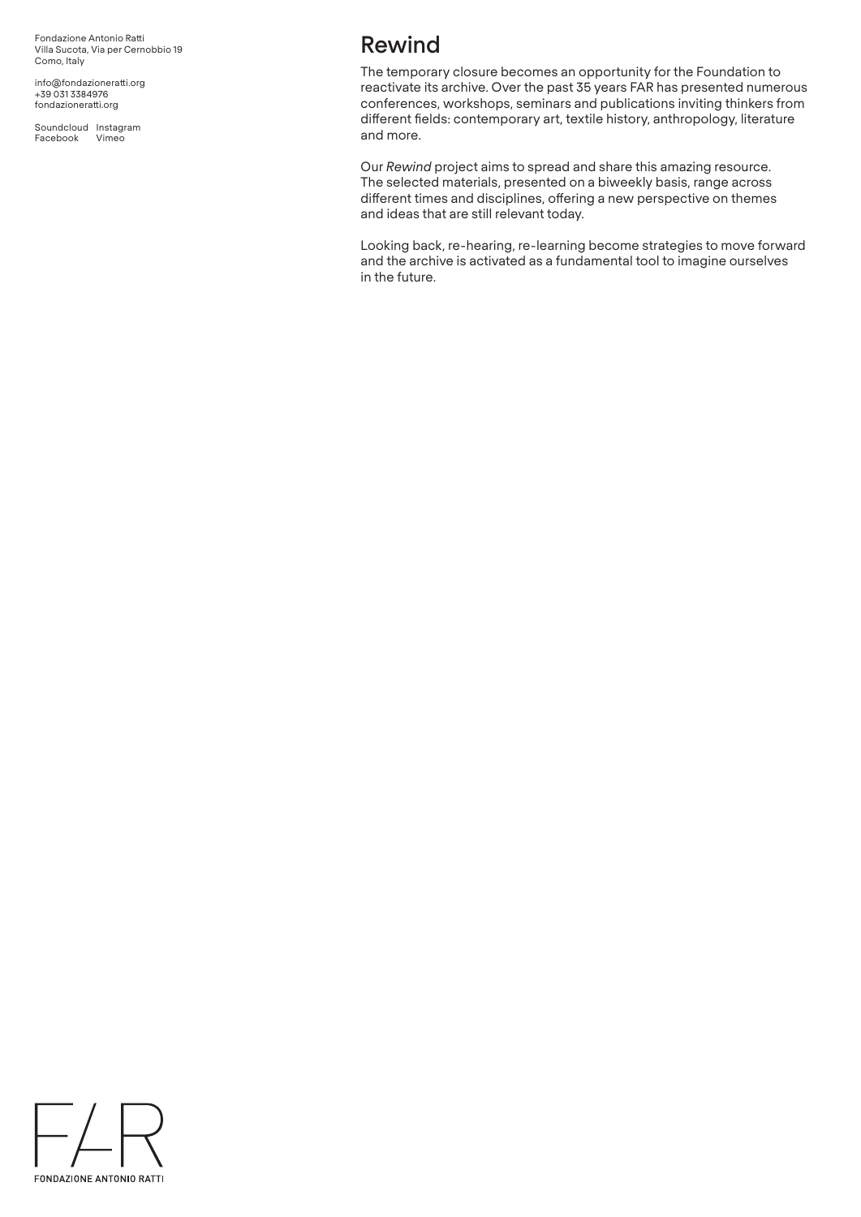Fondazione Antonio Ratti
Villa Sucota, Via per Cernobbio 19
Como, Italy

info@fondazioneratti.org
+39 031 3384976
fondazioneratti.org

Soundcloud Instagram
Facebook Vimeo

# Rewind

The temporary closure becomes an opportunity for the Foundation to reactivate its archive. Over the past 35 years FAR has presented numerous conferences, workshops, seminars and publications inviting thinkers from different fields: contemporary art, textile history, anthropology, literature and more.

Our *Rewind* project aims to spread and share this amazing resource. The selected materials, presented on a biweekly basis, range across different times and disciplines, offering a new perspective on themes and ideas that are still relevant today.

Looking back, re-hearing, re-learning become strategies to move forward and the archive is activated as a fundamental tool to imagine ourselves in the future.

FAR
FONDAZIONE ANTONIO RATTI